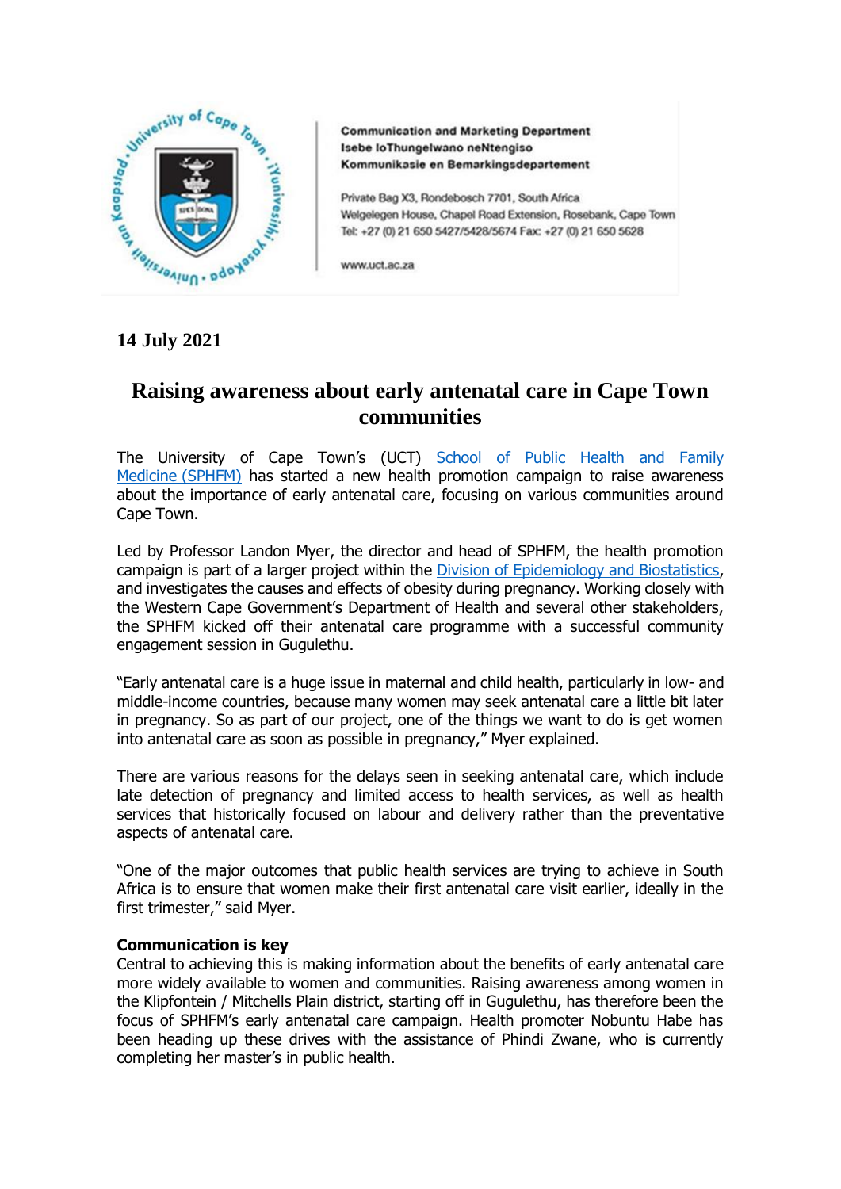**Communication and Marketing Department**
**Isebe loThungelwano neNtengiso**
**Kommunikasie en Bemarkingsdepartement**

Private Bag X3, Rondebosch 7701, South Africa
Welgelegen House, Chapel Road Extension, Rosebank, Cape Town
Tel: +27 (0) 21 650 5427/5428/5674 Fax: +27 (0) 21 650 5628

www.uct.ac.za

**14 July 2021**

# Raising awareness about early antenatal care in Cape Town communities

The University of Cape Town's (UCT) School of Public Health and Family Medicine (SPHFM) has started a new health promotion campaign to raise awareness about the importance of early antenatal care, focusing on various communities around Cape Town.

Led by Professor Landon Myer, the director and head of SPHFM, the health promotion campaign is part of a larger project within the Division of Epidemiology and Biostatistics, and investigates the causes and effects of obesity during pregnancy. Working closely with the Western Cape Government's Department of Health and several other stakeholders, the SPHFM kicked off their antenatal care programme with a successful community engagement session in Gugulethu.

"Early antenatal care is a huge issue in maternal and child health, particularly in low- and middle-income countries, because many women may seek antenatal care a little bit later in pregnancy. So as part of our project, one of the things we want to do is get women into antenatal care as soon as possible in pregnancy," Myer explained.

There are various reasons for the delays seen in seeking antenatal care, which include late detection of pregnancy and limited access to health services, as well as health services that historically focused on labour and delivery rather than the preventative aspects of antenatal care.

"One of the major outcomes that public health services are trying to achieve in South Africa is to ensure that women make their first antenatal care visit earlier, ideally in the first trimester," said Myer.

**Communication is key**

Central to achieving this is making information about the benefits of early antenatal care more widely available to women and communities. Raising awareness among women in the Klipfontein / Mitchells Plain district, starting off in Gugulethu, has therefore been the focus of SPHFM's early antenatal care campaign. Health promoter Nobuntu Habe has been heading up these drives with the assistance of Phindi Zwane, who is currently completing her master's in public health.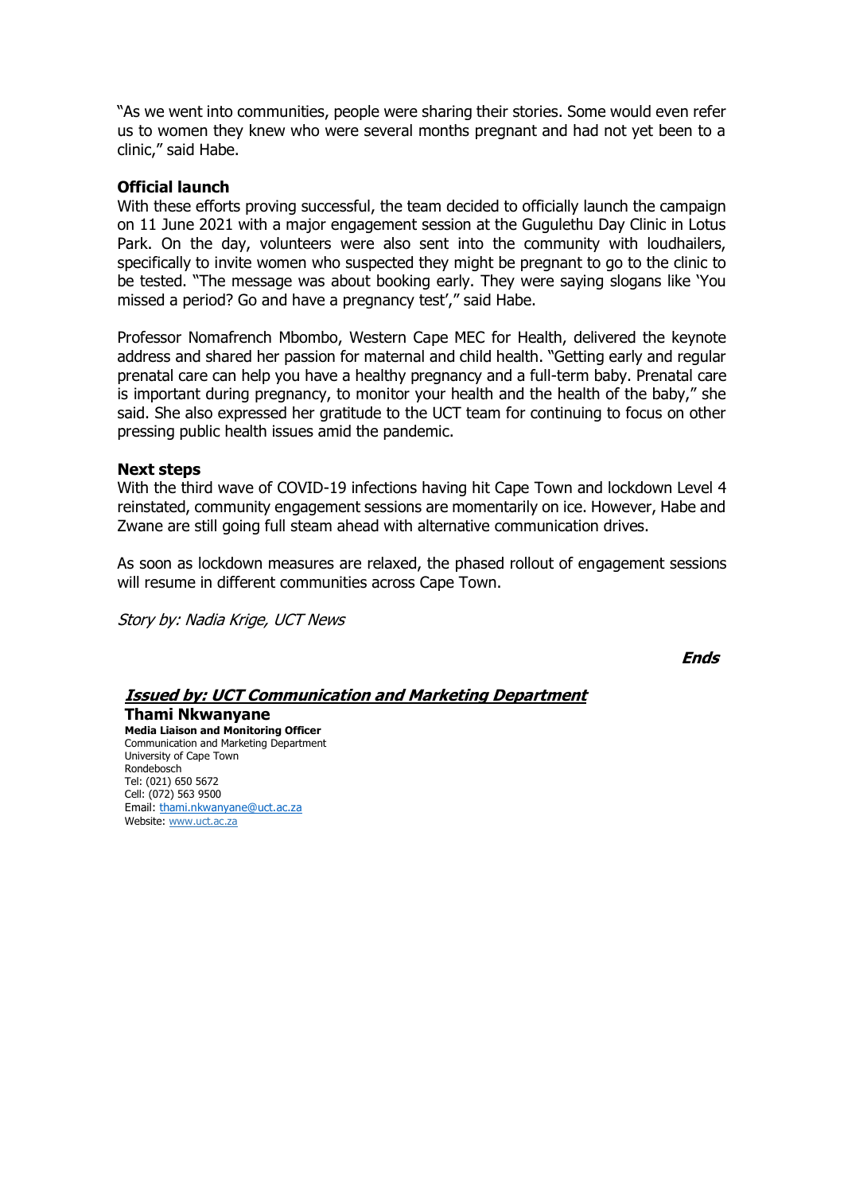"As we went into communities, people were sharing their stories. Some would even refer us to women they knew who were several months pregnant and had not yet been to a clinic," said Habe.

**Official launch**

With these efforts proving successful, the team decided to officially launch the campaign on 11 June 2021 with a major engagement session at the Gugulethu Day Clinic in Lotus Park. On the day, volunteers were also sent into the community with loudhailers, specifically to invite women who suspected they might be pregnant to go to the clinic to be tested. "The message was about booking early. They were saying slogans like 'You missed a period? Go and have a pregnancy test'," said Habe.

Professor Nomafrench Mbombo, Western Cape MEC for Health, delivered the keynote address and shared her passion for maternal and child health. "Getting early and regular prenatal care can help you have a healthy pregnancy and a full-term baby. Prenatal care is important during pregnancy, to monitor your health and the health of the baby," she said. She also expressed her gratitude to the UCT team for continuing to focus on other pressing public health issues amid the pandemic.

**Next steps**

With the third wave of COVID-19 infections having hit Cape Town and lockdown Level 4 reinstated, community engagement sessions are momentarily on ice. However, Habe and Zwane are still going full steam ahead with alternative communication drives.

As soon as lockdown measures are relaxed, the phased rollout of engagement sessions will resume in different communities across Cape Town.

*Story by: Nadia Krige, UCT News*

***Ends***

***Issued by: UCT Communication and Marketing Department***

**Thami Nkwanyane**

**Media Liaison and Monitoring Officer**
Communication and Marketing Department
University of Cape Town
Rondebosch
Tel: (021) 650 5672
Cell: (072) 563 9500
Email: thami.nkwanyane@uct.ac.za
Website: www.uct.ac.za